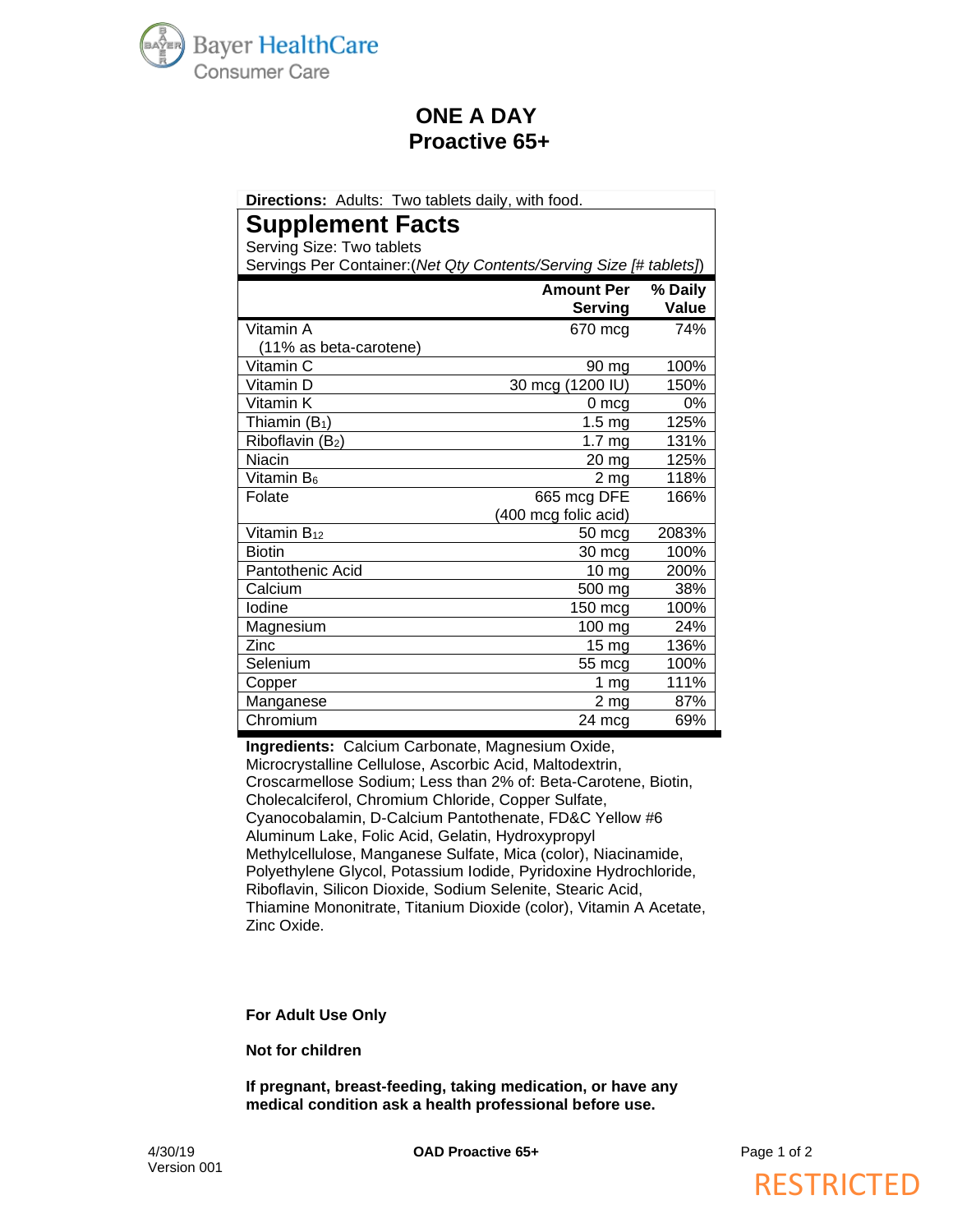Bayer HealthCare
Consumer Care

# ONE A DAY
# Proactive 65+

**Directions:** Adults: Two tablets daily, with food.

## Supplement Facts

Serving Size: Two tablets
Servings Per Container:(*Net Qty Contents/Serving Size [# tablets]*)

| | Amount Per Serving | % Daily Value |
|---|---|---|
| Vitamin A (11% as beta-carotene) | 670 mcg | 74% |
| Vitamin C | 90 mg | 100% |
| Vitamin D | 30 mcg (1200 IU) | 150% |
| Vitamin K | 0 mcg | 0% |
| Thiamin ($B_1$) | 1.5 mg | 125% |
| Riboflavin ($B_2$) | 1.7 mg | 131% |
| Niacin | 20 mg | 125% |
| Vitamin $B_6$ | 2 mg | 118% |
| Folate | 665 mcg DFE (400 mcg folic acid) | 166% |
| Vitamin $B_{12}$ | 50 mcg | 2083% |
| Biotin | 30 mcg | 100% |
| Pantothenic Acid | 10 mg | 200% |
| Calcium | 500 mg | 38% |
| Iodine | 150 mcg | 100% |
| Magnesium | 100 mg | 24% |
| Zinc | 15 mg | 136% |
| Selenium | 55 mcg | 100% |
| Copper | 1 mg | 111% |
| Manganese | 2 mg | 87% |
| Chromium | 24 mcg | 69% |

**Ingredients:** Calcium Carbonate, Magnesium Oxide, Microcrystalline Cellulose, Ascorbic Acid, Maltodextrin, Croscarmellose Sodium; Less than 2% of: Beta-Carotene, Biotin, Cholecalciferol, Chromium Chloride, Copper Sulfate, Cyanocobalamin, D-Calcium Pantothenate, FD&C Yellow #6 Aluminum Lake, Folic Acid, Gelatin, Hydroxypropyl Methylcellulose, Manganese Sulfate, Mica (color), Niacinamide, Polyethylene Glycol, Potassium Iodide, Pyridoxine Hydrochloride, Riboflavin, Silicon Dioxide, Sodium Selenite, Stearic Acid, Thiamine Mononitrate, Titanium Dioxide (color), Vitamin A Acetate, Zinc Oxide.

**For Adult Use Only**

**Not for children**

**If pregnant, breast-feeding, taking medication, or have any medical condition ask a health professional before use.**

4/30/19
Version 001

**OAD Proactive 65+**

RESTRICTED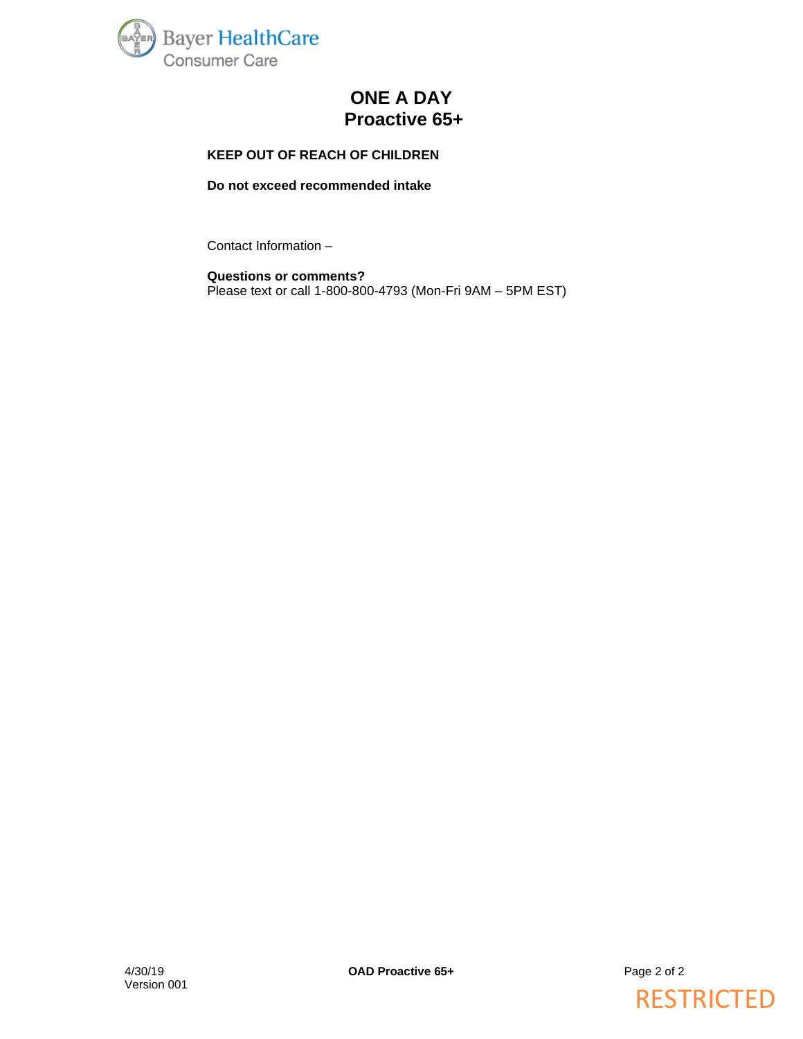# ONE A DAY
## Proactive 65+

**KEEP OUT OF REACH OF CHILDREN**

**Do not exceed recommended intake**

Contact Information –

**Questions or comments?**
Please text or call 1-800-800-4793 (Mon-Fri 9AM – 5PM EST)